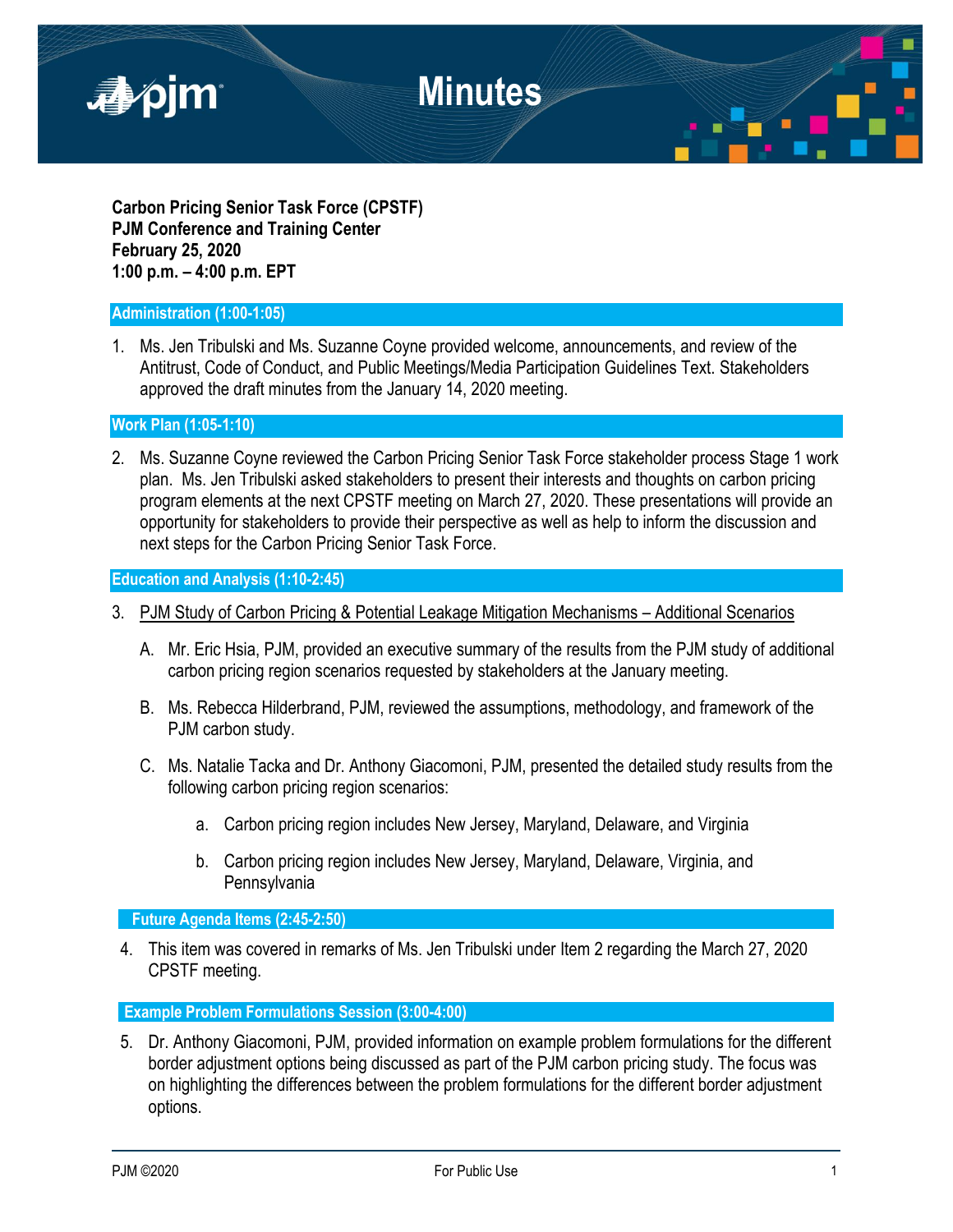# Minutes

**Carbon Pricing Senior Task Force (CPSTF)**
**PJM Conference and Training Center**
**February 25, 2020**
**1:00 p.m. – 4:00 p.m. EPT**

## Administration (1:00-1:05)

1. Ms. Jen Tribulski and Ms. Suzanne Coyne provided welcome, announcements, and review of the Antitrust, Code of Conduct, and Public Meetings/Media Participation Guidelines Text. Stakeholders approved the draft minutes from the January 14, 2020 meeting.

## Work Plan (1:05-1:10)

2. Ms. Suzanne Coyne reviewed the Carbon Pricing Senior Task Force stakeholder process Stage 1 work plan. Ms. Jen Tribulski asked stakeholders to present their interests and thoughts on carbon pricing program elements at the next CPSTF meeting on March 27, 2020. These presentations will provide an opportunity for stakeholders to provide their perspective as well as help to inform the discussion and next steps for the Carbon Pricing Senior Task Force.

## Education and Analysis (1:10-2:45)

3. PJM Study of Carbon Pricing & Potential Leakage Mitigation Mechanisms – Additional Scenarios

   A. Mr. Eric Hsia, PJM, provided an executive summary of the results from the PJM study of additional carbon pricing region scenarios requested by stakeholders at the January meeting.

   B. Ms. Rebecca Hilderbrand, PJM, reviewed the assumptions, methodology, and framework of the PJM carbon study.

   C. Ms. Natalie Tacka and Dr. Anthony Giacomoni, PJM, presented the detailed study results from the following carbon pricing region scenarios:

      a. Carbon pricing region includes New Jersey, Maryland, Delaware, and Virginia

      b. Carbon pricing region includes New Jersey, Maryland, Delaware, Virginia, and Pennsylvania

## Future Agenda Items (2:45-2:50)

4. This item was covered in remarks of Ms. Jen Tribulski under Item 2 regarding the March 27, 2020 CPSTF meeting.

## Example Problem Formulations Session (3:00-4:00)

5. Dr. Anthony Giacomoni, PJM, provided information on example problem formulations for the different border adjustment options being discussed as part of the PJM carbon pricing study. The focus was on highlighting the differences between the problem formulations for the different border adjustment options.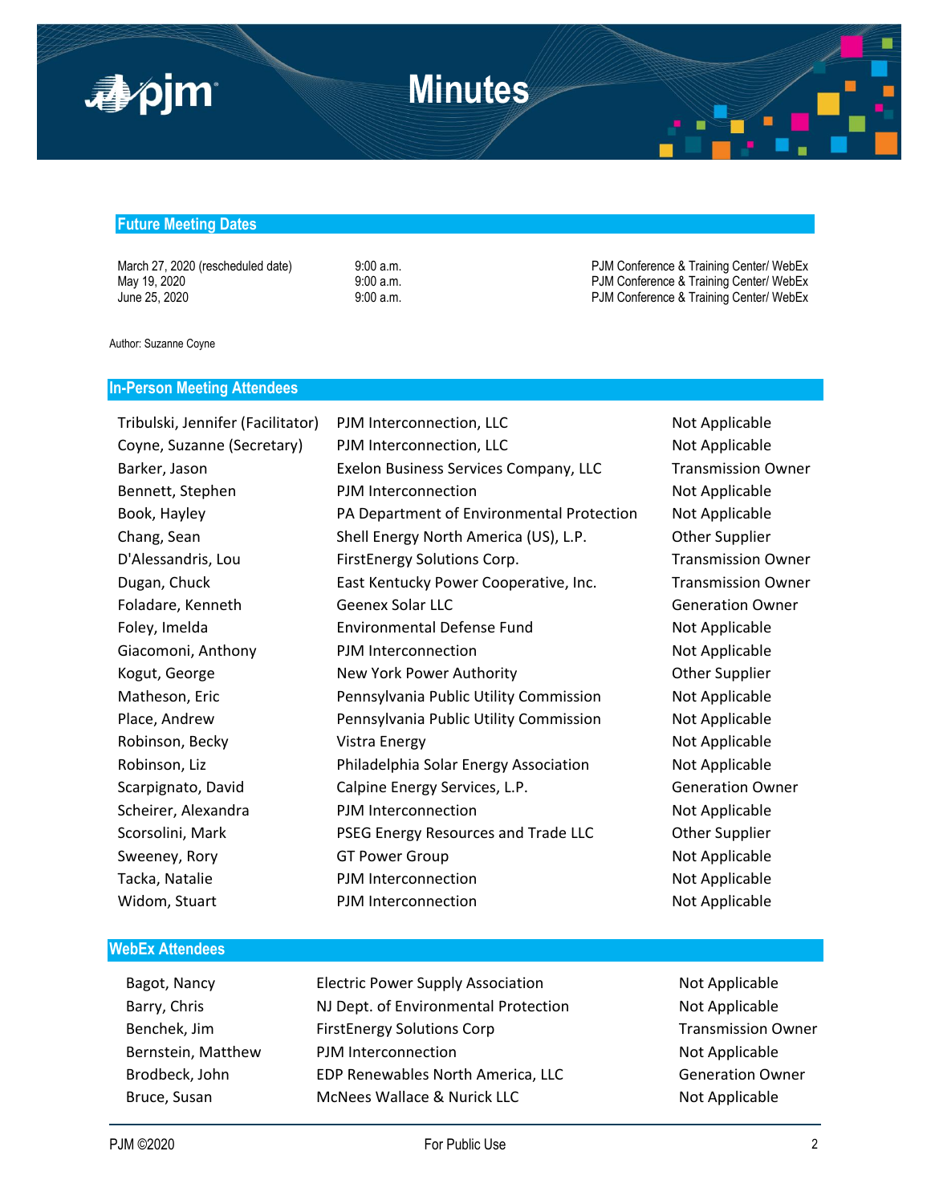## Future Meeting Dates

| | | |
|---|---|---|
| March 27, 2020 (rescheduled date) | 9:00 a.m. | PJM Conference & Training Center/ WebEx |
| May 19, 2020 | 9:00 a.m. | PJM Conference & Training Center/ WebEx |
| June 25, 2020 | 9:00 a.m. | PJM Conference & Training Center/ WebEx |

Author: Suzanne Coyne

## In-Person Meeting Attendees

| | | |
|---|---|---|
| Tribulski, Jennifer (Facilitator) | PJM Interconnection, LLC | Not Applicable |
| Coyne, Suzanne (Secretary) | PJM Interconnection, LLC | Not Applicable |
| Barker, Jason | Exelon Business Services Company, LLC | Transmission Owner |
| Bennett, Stephen | PJM Interconnection | Not Applicable |
| Book, Hayley | PA Department of Environmental Protection | Not Applicable |
| Chang, Sean | Shell Energy North America (US), L.P. | Other Supplier |
| D'Alessandris, Lou | FirstEnergy Solutions Corp. | Transmission Owner |
| Dugan, Chuck | East Kentucky Power Cooperative, Inc. | Transmission Owner |
| Foladare, Kenneth | Geenex Solar LLC | Generation Owner |
| Foley, Imelda | Environmental Defense Fund | Not Applicable |
| Giacomoni, Anthony | PJM Interconnection | Not Applicable |
| Kogut, George | New York Power Authority | Other Supplier |
| Matheson, Eric | Pennsylvania Public Utility Commission | Not Applicable |
| Place, Andrew | Pennsylvania Public Utility Commission | Not Applicable |
| Robinson, Becky | Vistra Energy | Not Applicable |
| Robinson, Liz | Philadelphia Solar Energy Association | Not Applicable |
| Scarpignato, David | Calpine Energy Services, L.P. | Generation Owner |
| Scheirer, Alexandra | PJM Interconnection | Not Applicable |
| Scorsolini, Mark | PSEG Energy Resources and Trade LLC | Other Supplier |
| Sweeney, Rory | GT Power Group | Not Applicable |
| Tacka, Natalie | PJM Interconnection | Not Applicable |
| Widom, Stuart | PJM Interconnection | Not Applicable |

## WebEx Attendees

| | | |
|---|---|---|
| Bagot, Nancy | Electric Power Supply Association | Not Applicable |
| Barry, Chris | NJ Dept. of Environmental Protection | Not Applicable |
| Benchek, Jim | FirstEnergy Solutions Corp | Transmission Owner |
| Bernstein, Matthew | PJM Interconnection | Not Applicable |
| Brodbeck, John | EDP Renewables North America, LLC | Generation Owner |
| Bruce, Susan | McNees Wallace & Nurick LLC | Not Applicable |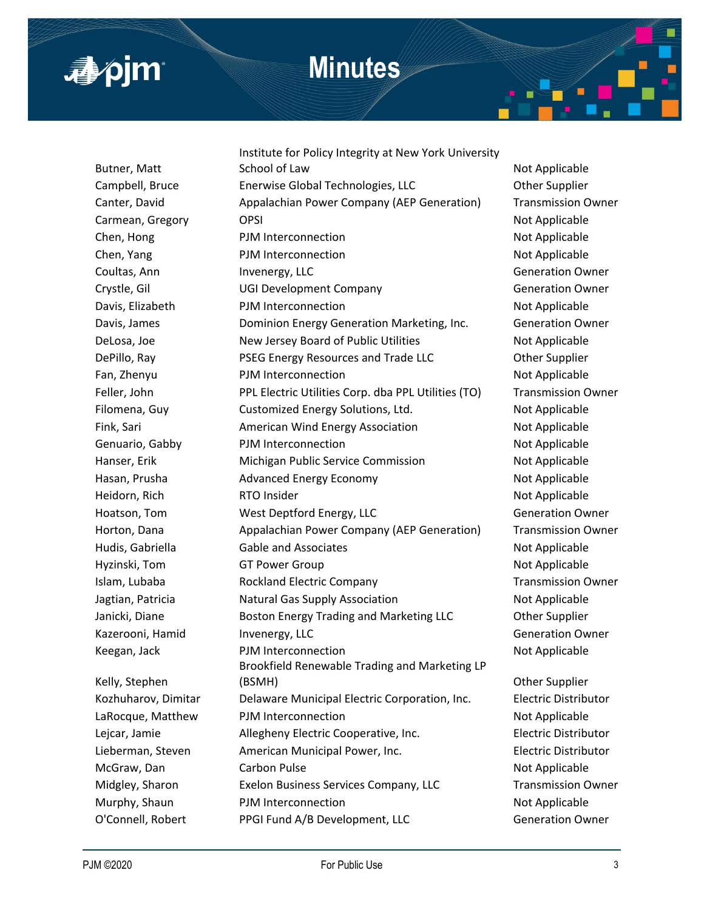| | | |
|---|---|---|
| Butner, Matt | Institute for Policy Integrity at New York University School of Law | Not Applicable |
| Campbell, Bruce | Enerwise Global Technologies, LLC | Other Supplier |
| Canter, David | Appalachian Power Company (AEP Generation) | Transmission Owner |
| Carmean, Gregory | OPSI | Not Applicable |
| Chen, Hong | PJM Interconnection | Not Applicable |
| Chen, Yang | PJM Interconnection | Not Applicable |
| Coultas, Ann | Invenergy, LLC | Generation Owner |
| Crystle, Gil | UGI Development Company | Generation Owner |
| Davis, Elizabeth | PJM Interconnection | Not Applicable |
| Davis, James | Dominion Energy Generation Marketing, Inc. | Generation Owner |
| DeLosa, Joe | New Jersey Board of Public Utilities | Not Applicable |
| DePillo, Ray | PSEG Energy Resources and Trade LLC | Other Supplier |
| Fan, Zhenyu | PJM Interconnection | Not Applicable |
| Feller, John | PPL Electric Utilities Corp. dba PPL Utilities (TO) | Transmission Owner |
| Filomena, Guy | Customized Energy Solutions, Ltd. | Not Applicable |
| Fink, Sari | American Wind Energy Association | Not Applicable |
| Genuario, Gabby | PJM Interconnection | Not Applicable |
| Hanser, Erik | Michigan Public Service Commission | Not Applicable |
| Hasan, Prusha | Advanced Energy Economy | Not Applicable |
| Heidorn, Rich | RTO Insider | Not Applicable |
| Hoatson, Tom | West Deptford Energy, LLC | Generation Owner |
| Horton, Dana | Appalachian Power Company (AEP Generation) | Transmission Owner |
| Hudis, Gabriella | Gable and Associates | Not Applicable |
| Hyzinski, Tom | GT Power Group | Not Applicable |
| Islam, Lubaba | Rockland Electric Company | Transmission Owner |
| Jagtian, Patricia | Natural Gas Supply Association | Not Applicable |
| Janicki, Diane | Boston Energy Trading and Marketing LLC | Other Supplier |
| Kazerooni, Hamid | Invenergy, LLC | Generation Owner |
| Keegan, Jack | PJM Interconnection | Not Applicable |
| Kelly, Stephen | Brookfield Renewable Trading and Marketing LP (BSMH) | Other Supplier |
| Kozhuharov, Dimitar | Delaware Municipal Electric Corporation, Inc. | Electric Distributor |
| LaRocque, Matthew | PJM Interconnection | Not Applicable |
| Lejcar, Jamie | Allegheny Electric Cooperative, Inc. | Electric Distributor |
| Lieberman, Steven | American Municipal Power, Inc. | Electric Distributor |
| McGraw, Dan | Carbon Pulse | Not Applicable |
| Midgley, Sharon | Exelon Business Services Company, LLC | Transmission Owner |
| Murphy, Shaun | PJM Interconnection | Not Applicable |
| O'Connell, Robert | PPGI Fund A/B Development, LLC | Generation Owner |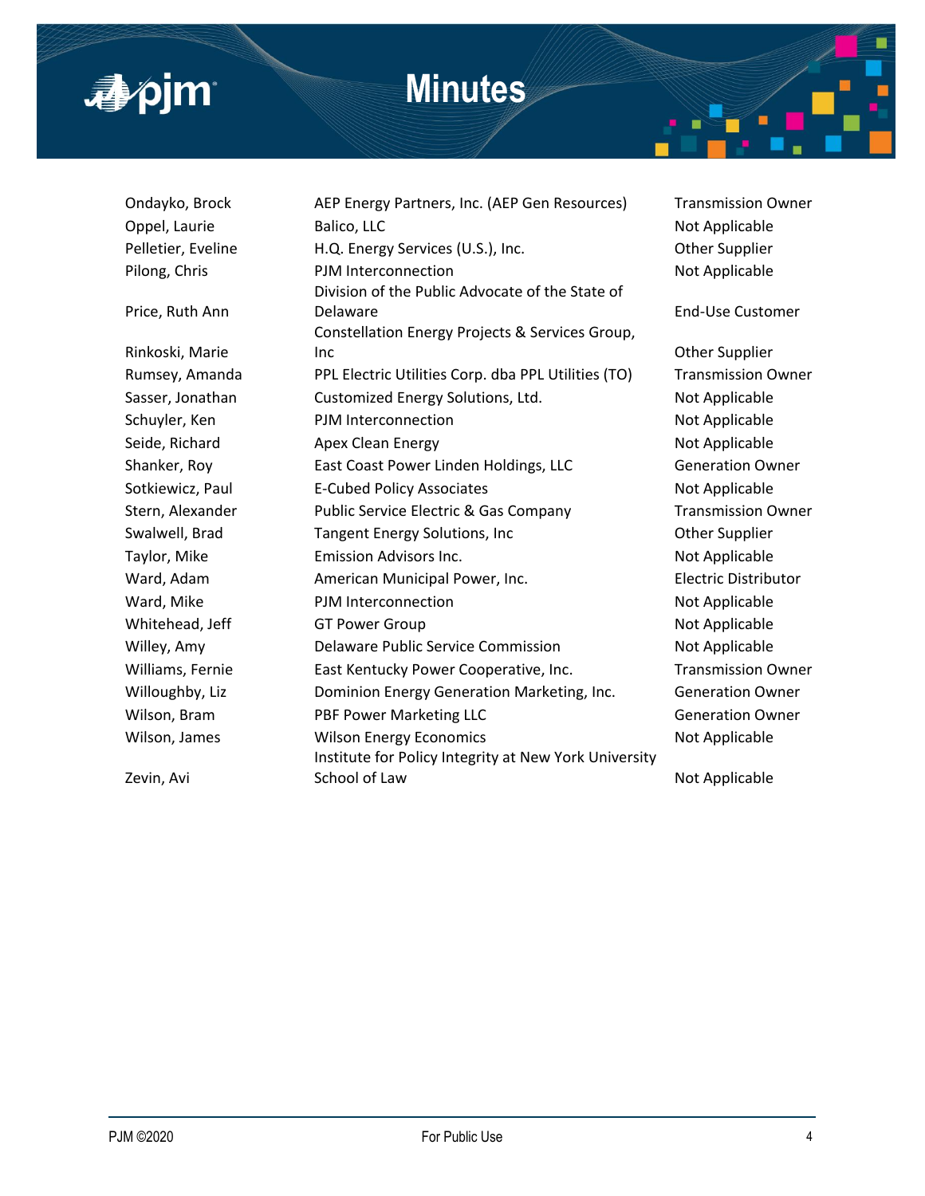| | | |
|---|---|---|
| Ondayko, Brock | AEP Energy Partners, Inc. (AEP Gen Resources) | Transmission Owner |
| Oppel, Laurie | Balico, LLC | Not Applicable |
| Pelletier, Eveline | H.Q. Energy Services (U.S.), Inc. | Other Supplier |
| Pilong, Chris | PJM Interconnection | Not Applicable |
| Price, Ruth Ann | Division of the Public Advocate of the State of Delaware | End-Use Customer |
| Rinkoski, Marie | Constellation Energy Projects & Services Group, Inc | Other Supplier |
| Rumsey, Amanda | PPL Electric Utilities Corp. dba PPL Utilities (TO) | Transmission Owner |
| Sasser, Jonathan | Customized Energy Solutions, Ltd. | Not Applicable |
| Schuyler, Ken | PJM Interconnection | Not Applicable |
| Seide, Richard | Apex Clean Energy | Not Applicable |
| Shanker, Roy | East Coast Power Linden Holdings, LLC | Generation Owner |
| Sotkiewicz, Paul | E-Cubed Policy Associates | Not Applicable |
| Stern, Alexander | Public Service Electric & Gas Company | Transmission Owner |
| Swalwell, Brad | Tangent Energy Solutions, Inc | Other Supplier |
| Taylor, Mike | Emission Advisors Inc. | Not Applicable |
| Ward, Adam | American Municipal Power, Inc. | Electric Distributor |
| Ward, Mike | PJM Interconnection | Not Applicable |
| Whitehead, Jeff | GT Power Group | Not Applicable |
| Willey, Amy | Delaware Public Service Commission | Not Applicable |
| Williams, Fernie | East Kentucky Power Cooperative, Inc. | Transmission Owner |
| Willoughby, Liz | Dominion Energy Generation Marketing, Inc. | Generation Owner |
| Wilson, Bram | PBF Power Marketing LLC | Generation Owner |
| Wilson, James | Wilson Energy Economics | Not Applicable |
| Zevin, Avi | Institute for Policy Integrity at New York University School of Law | Not Applicable |